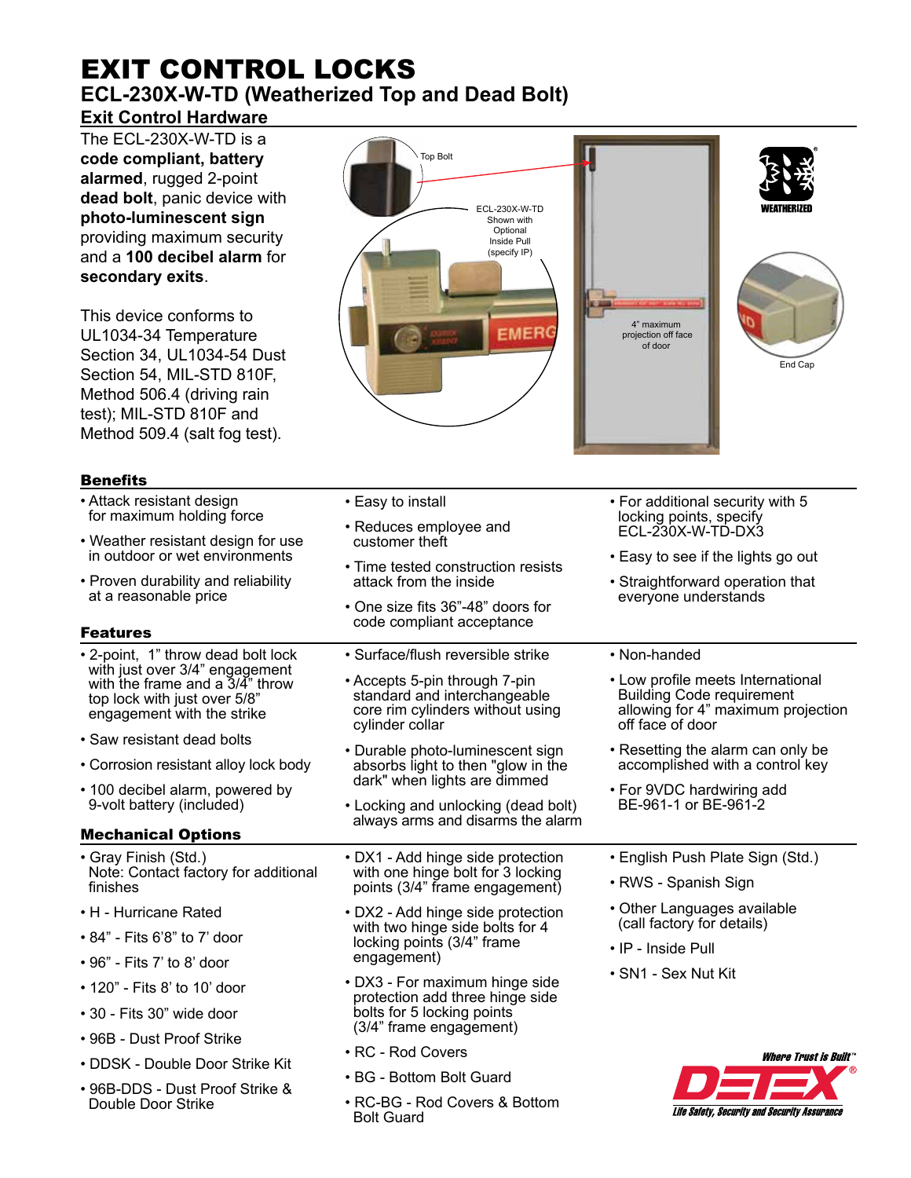# EXIT CONTROL LOCKS

## ECL-230X-W-TD (Weatherized Top and Dead Bolt)

### Exit Control Hardware

The ECL-230X-W-TD is a **code compliant, battery alarmed**, rugged 2-point **dead bolt**, panic device with **photo-luminescent sign** providing maximum security and a **100 decibel alarm** for **secondary exits**.

This device conforms to UL1034-34 Temperature Section 34, UL1034-54 Dust Section 54, MIL-STD 810F, Method 506.4 (driving rain test); MIL-STD 810F and Method 509.4 (salt fog test).

Top Bolt

ECL-230X-W-TD Shown with Optional Inside Pull (specify IP)

4" maximum projection off face of door

End Cap

WEATHERIZED

### Benefits

- Attack resistant design for maximum holding force
- Weather resistant design for use in outdoor or wet environments
- Proven durability and reliability at a reasonable price
- Easy to install
- Reduces employee and customer theft
- Time tested construction resists attack from the inside
- One size fits 36"-48" doors for code compliant acceptance
- For additional security with 5 locking points, specify ECL-230X-W-TD-DX3
- Easy to see if the lights go out
- Straightforward operation that everyone understands

### Features

- 2-point, 1" throw dead bolt lock with just over 3/4" engagement with the frame and a 3/4" throw top lock with just over 5/8" engagement with the strike
- Saw resistant dead bolts
- Corrosion resistant alloy lock body
- 100 decibel alarm, powered by 9-volt battery (included)
- Surface/flush reversible strike
- Accepts 5-pin through 7-pin standard and interchangeable core rim cylinders without using cylinder collar
- Durable photo-luminescent sign absorbs light to then "glow in the dark" when lights are dimmed
- Locking and unlocking (dead bolt) always arms and disarms the alarm
- Non-handed
- Low profile meets International Building Code requirement allowing for 4" maximum projection off face of door
- Resetting the alarm can only be accomplished with a control key
- For 9VDC hardwiring add BE-961-1 or BE-961-2

### Mechanical Options

- Gray Finish (Std.) Note: Contact factory for additional finishes
- H - Hurricane Rated
- 84" - Fits 6'8" to 7' door
- 96" - Fits 7' to 8' door
- 120" - Fits 8' to 10' door
- 30 - Fits 30" wide door
- 96B - Dust Proof Strike
- DDSK - Double Door Strike Kit
- 96B-DDS - Dust Proof Strike & Double Door Strike
- DX1 - Add hinge side protection with one hinge bolt for 3 locking points (3/4" frame engagement)
- DX2 - Add hinge side protection with two hinge side bolts for 4 locking points (3/4" frame engagement)
- DX3 - For maximum hinge side protection add three hinge side bolts for 5 locking points (3/4" frame engagement)
- RC - Rod Covers
- BG - Bottom Bolt Guard
- RC-BG - Rod Covers & Bottom Bolt Guard
- English Push Plate Sign (Std.)
- RWS - Spanish Sign
- Other Languages available (call factory for details)
- IP - Inside Pull
- SN1 - Sex Nut Kit

Where Trust is Built™

DETEX®

Life Safety, Security and Security Assurance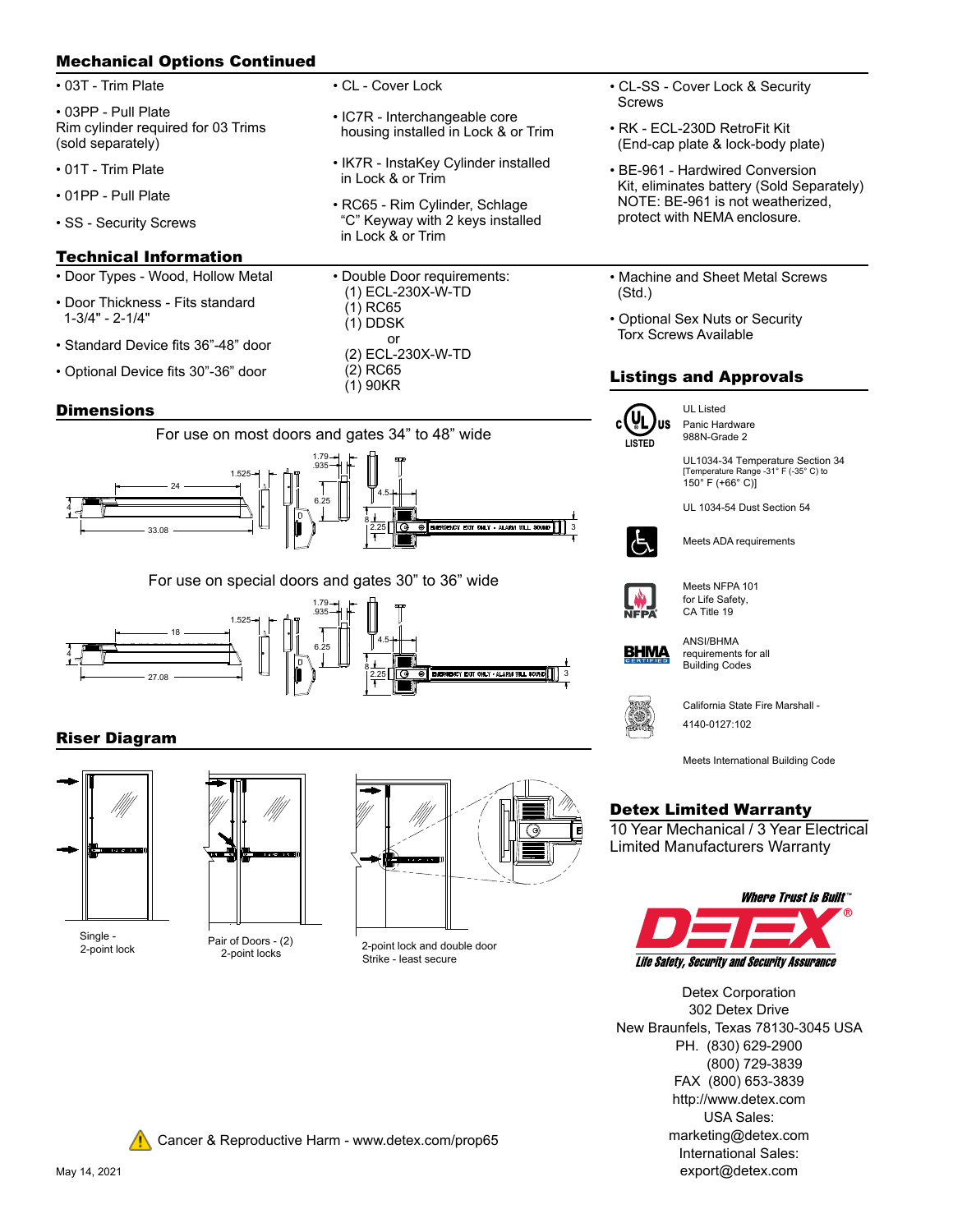## Mechanical Options Continued

- 03T - Trim Plate
- 03PP - Pull Plate
Rim cylinder required for 03 Trims (sold separately)
- 01T - Trim Plate
- 01PP - Pull Plate
- SS - Security Screws
- CL - Cover Lock
- IC7R - Interchangeable core housing installed in Lock & or Trim
- IK7R - InstaKey Cylinder installed in Lock & or Trim
- RC65 - Rim Cylinder, Schlage "C" Keyway with 2 keys installed in Lock & or Trim
- CL-SS - Cover Lock & Security Screws
- RK - ECL-230D RetroFit Kit (End-cap plate & lock-body plate)
- BE-961 - Hardwired Conversion Kit, eliminates battery (Sold Separately) NOTE: BE-961 is not weatherized, protect with NEMA enclosure.

## Technical Information

- Door Types - Wood, Hollow Metal
- Door Thickness - Fits standard 1-3/4" - 2-1/4"
- Standard Device fits 36"-48" door
- Optional Device fits 30"-36" door
- Double Door requirements:
(1) ECL-230X-W-TD
(1) RC65
(1) DDSK
or
(2) ECL-230X-W-TD
(2) RC65
(1) 90KR
- Machine and Sheet Metal Screws (Std.)
- Optional Sex Nuts or Security Torx Screws Available

## Dimensions

For use on most doors and gates 34" to 48" wide

24
1.525
1.79
.935
4
1
6.25
4.5
8
2.25
3
33.08
EMERGENCY EXIT ONLY - ALARM WILL SOUND

For use on special doors and gates 30" to 36" wide

18
1.525
1.79
.935
4
1
6.25
4.5
8
2.25
3
27.08
EMERGENCY EXIT ONLY - ALARM WILL SOUND

## Riser Diagram

Single - 2-point lock

Pair of Doors - (2) 2-point locks

2-point lock and double door Strike - least secure

## Listings and Approvals

UL Listed
Panic Hardware
988N-Grade 2

UL1034-34 Temperature Section 34
[Temperature Range -31° F (-35° C) to 150° F (+66° C)]

UL 1034-54 Dust Section 54

Meets ADA requirements

Meets NFPA 101 for Life Safety, CA Title 19

ANSI/BHMA requirements for all Building Codes

California State Fire Marshall - 4140-0127:102

Meets International Building Code

## Detex Limited Warranty

10 Year Mechanical / 3 Year Electrical
Limited Manufacturers Warranty

*Where Trust is Built™*
DETEX®
*Life Safety, Security and Security Assurance*

Detex Corporation
302 Detex Drive
New Braunfels, Texas 78130-3045 USA
PH. (830) 629-2900
(800) 729-3839
FAX (800) 653-3839
http://www.detex.com
USA Sales:
marketing@detex.com
International Sales:
export@detex.com

Cancer & Reproductive Harm - www.detex.com/prop65

May 14, 2021